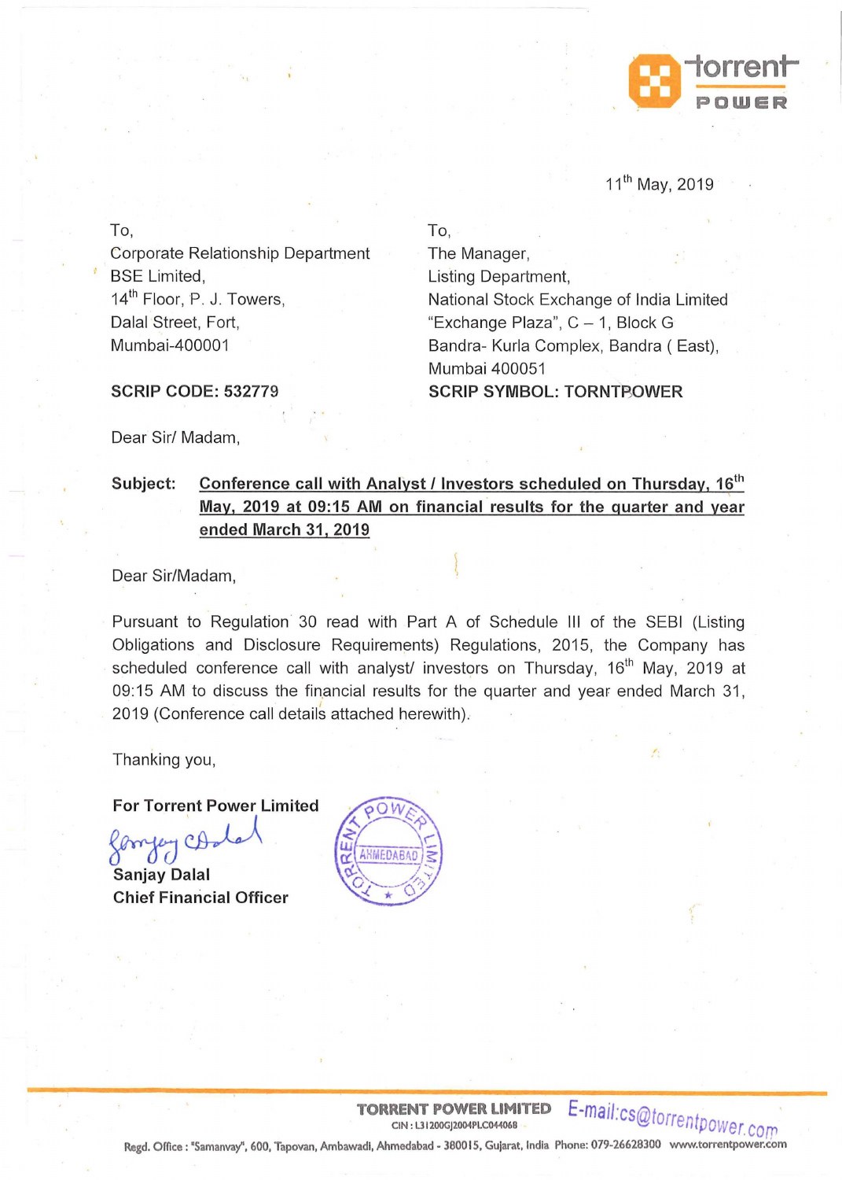11th May, 2019

To,
Corporate Relationship Department
BSE Limited,
14th Floor, P. J. Towers,
Dalal Street, Fort,
Mumbai-400001

**SCRIP CODE: 532779**

To,
The Manager,
Listing Department,
National Stock Exchange of India Limited
"Exchange Plaza", C – 1, Block G
Bandra- Kurla Complex, Bandra ( East),
Mumbai 400051

**SCRIP SYMBOL: TORNTPOWER**

Dear Sir/ Madam,

**Subject:** **Conference call with Analyst / Investors scheduled on Thursday, 16th May, 2019 at 09:15 AM on financial results for the quarter and year ended March 31, 2019**

Dear Sir/Madam,

Pursuant to Regulation 30 read with Part A of Schedule III of the SEBI (Listing Obligations and Disclosure Requirements) Regulations, 2015, the Company has scheduled conference call with analyst/ investors on Thursday, 16th May, 2019 at 09:15 AM to discuss the financial results for the quarter and year ended March 31, 2019 (Conference call details attached herewith).

Thanking you,

**For Torrent Power Limited**

**Sanjay Dalal**
**Chief Financial Officer**

TORRENT POWER LIMITED
CIN : L31200GJ2004PLC044068
E-mail:cs@torrentpower.com
Regd. Office : "Samanvay", 600, Tapovan, Ambawadi, Ahmedabad - 380015, Gujarat, India Phone: 079-26628300 www.torrentpower.com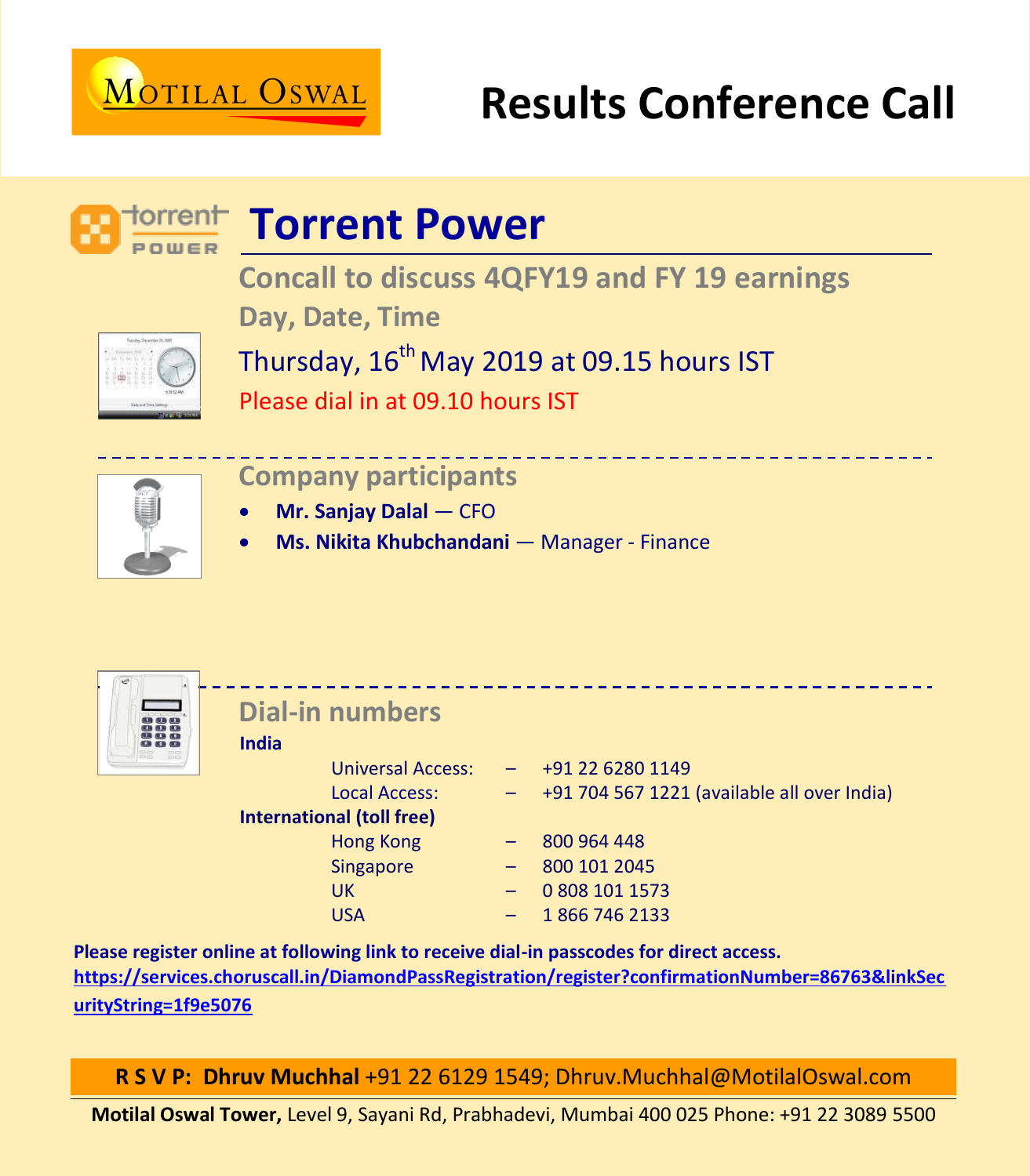# Results Conference Call

## Torrent Power

### Concall to discuss 4QFY19 and FY 19 earnings

### Day, Date, Time

Thursday, 16th May 2019 at 09.15 hours IST

Please dial in at 09.10 hours IST

### Company participants

- **Mr. Sanjay Dalal** — CFO
- **Ms. Nikita Khubchandani** — Manager - Finance

### Dial-in numbers

**India**

| | | |
|---|---|---|
| Universal Access: | – | +91 22 6280 1149 |
| Local Access: | – | +91 704 567 1221 (available all over India) |

**International (toll free)**

| | | |
|---|---|---|
| Hong Kong | – | 800 964 448 |
| Singapore | – | 800 101 2045 |
| UK | – | 0 808 101 1573 |
| USA | – | 1 866 746 2133 |

**Please register online at following link to receive dial-in passcodes for direct access.**
**https://services.choruscall.in/DiamondPassRegistration/register?confirmationNumber=86763&linkSecurityString=1f9e5076**

**R S V P: Dhruv Muchhal** +91 22 6129 1549; Dhruv.Muchhal@MotilalOswal.com

**Motilal Oswal Tower,** Level 9, Sayani Rd, Prabhadevi, Mumbai 400 025 Phone: +91 22 3089 5500